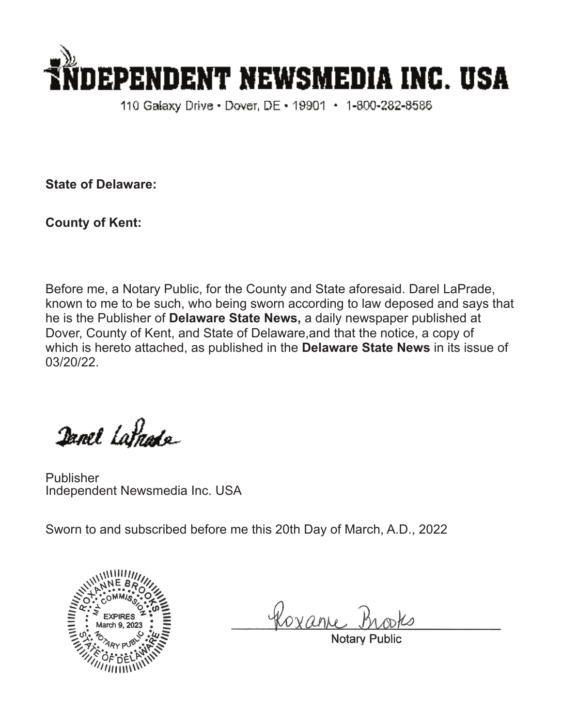# INDEPENDENT NEWSMEDIA INC. USA

110 Galaxy Drive • Dover, DE • 19901 • 1-800-282-8586

**State of Delaware:**

**County of Kent:**

Before me, a Notary Public, for the County and State aforesaid. Darel LaPrade, known to me to be such, who being sworn according to law deposed and says that he is the Publisher of **Delaware State News,** a daily newspaper published at Dover, County of Kent, and State of Delaware,and that the notice, a copy of which is hereto attached, as published in the **Delaware State News** in its issue of 03/20/22.

Darel LaPrade

Publisher
Independent Newsmedia Inc. USA

Sworn to and subscribed before me this 20th Day of March, A.D., 2022

ROXANNE BROOKS
MY COMMISSION EXPIRES March 9, 2023
NOTARY PUBLIC
STATE OF DELAWARE

Roxanne Brooks

Notary Public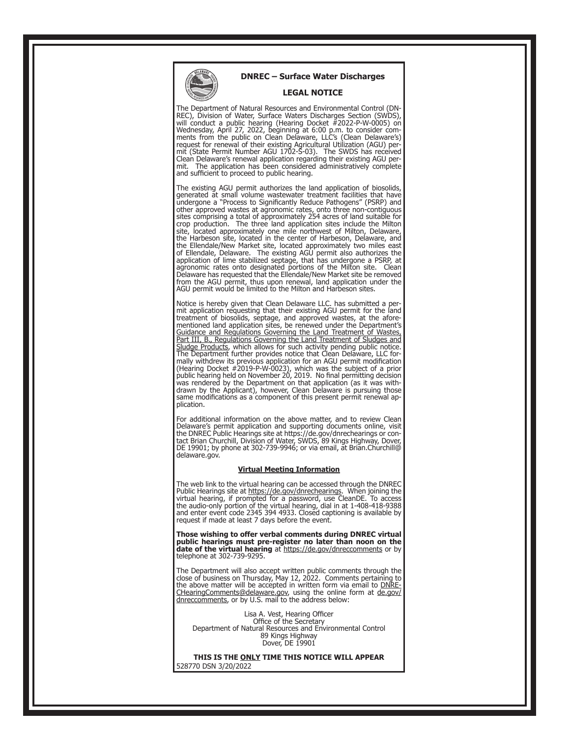## DNREC – Surface Water Discharges

## LEGAL NOTICE

The Department of Natural Resources and Environmental Control (DNREC), Division of Water, Surface Waters Discharges Section (SWDS), will conduct a public hearing (Hearing Docket #2022-P-W-0005) on Wednesday, April 27, 2022, beginning at 6:00 p.m. to consider comments from the public on Clean Delaware, LLC's (Clean Delaware's) request for renewal of their existing Agricultural Utilization (AGU) permit (State Permit Number AGU 1702-S-03). The SWDS has received Clean Delaware's renewal application regarding their existing AGU permit. The application has been considered administratively complete and sufficient to proceed to public hearing.

The existing AGU permit authorizes the land application of biosolids, generated at small volume wastewater treatment facilities that have undergone a "Process to Significantly Reduce Pathogens" (PSRP) and other approved wastes at agronomic rates, onto three non-contiguous sites comprising a total of approximately 254 acres of land suitable for crop production. The three land application sites include the Milton site, located approximately one mile northwest of Milton, Delaware, the Harbeson site, located in the center of Harbeson, Delaware, and the Ellendale/New Market site, located approximately two miles east of Ellendale, Delaware. The existing AGU permit also authorizes the application of lime stabilized septage, that has undergone a PSRP, at agronomic rates onto designated portions of the Milton site. Clean Delaware has requested that the Ellendale/New Market site be removed from the AGU permit, thus upon renewal, land application under the AGU permit would be limited to the Milton and Harbeson sites.

Notice is hereby given that Clean Delaware LLC. has submitted a permit application requesting that their existing AGU permit for the land treatment of biosolids, septage, and approved wastes, at the aforementioned land application sites, be renewed under the Department's Guidance and Regulations Governing the Land Treatment of Wastes, Part III, B., Regulations Governing the Land Treatment of Sludges and Sludge Products, which allows for such activity pending public notice. The Department further provides notice that Clean Delaware, LLC formally withdrew its previous application for an AGU permit modification (Hearing Docket #2019-P-W-0023), which was the subject of a prior public hearing held on November 20, 2019. No final permitting decision was rendered by the Department on that application (as it was withdrawn by the Applicant), however, Clean Delaware is pursuing those same modifications as a component of this present permit renewal application.

For additional information on the above matter, and to review Clean Delaware's permit application and supporting documents online, visit the DNREC Public Hearings site at https://de.gov/dnrechearings or contact Brian Churchill, Division of Water, SWDS, 89 Kings Highway, Dover, DE 19901; by phone at 302-739-9946; or via email, at Brian.Churchill@delaware.gov.

### Virtual Meeting Information

The web link to the virtual hearing can be accessed through the DNREC Public Hearings site at https://de.gov/dnrechearings. When joining the virtual hearing, if prompted for a password, use CleanDE. To access the audio-only portion of the virtual hearing, dial in at 1-408-418-9388 and enter event code 2345 394 4933. Closed captioning is available by request if made at least 7 days before the event.

**Those wishing to offer verbal comments during DNREC virtual public hearings must pre-register no later than noon on the date of the virtual hearing** at https://de.gov/dnreccomments or by telephone at 302-739-9295.

The Department will also accept written public comments through the close of business on Thursday, May 12, 2022. Comments pertaining to the above matter will be accepted in written form via email to DNRECHearingComments@delaware.gov, using the online form at de.gov/dnreccomments, or by U.S. mail to the address below:

Lisa A. Vest, Hearing Officer
Office of the Secretary
Department of Natural Resources and Environmental Control
89 Kings Highway
Dover, DE 19901

**THIS IS THE ONLY TIME THIS NOTICE WILL APPEAR**

528770 DSN 3/20/2022